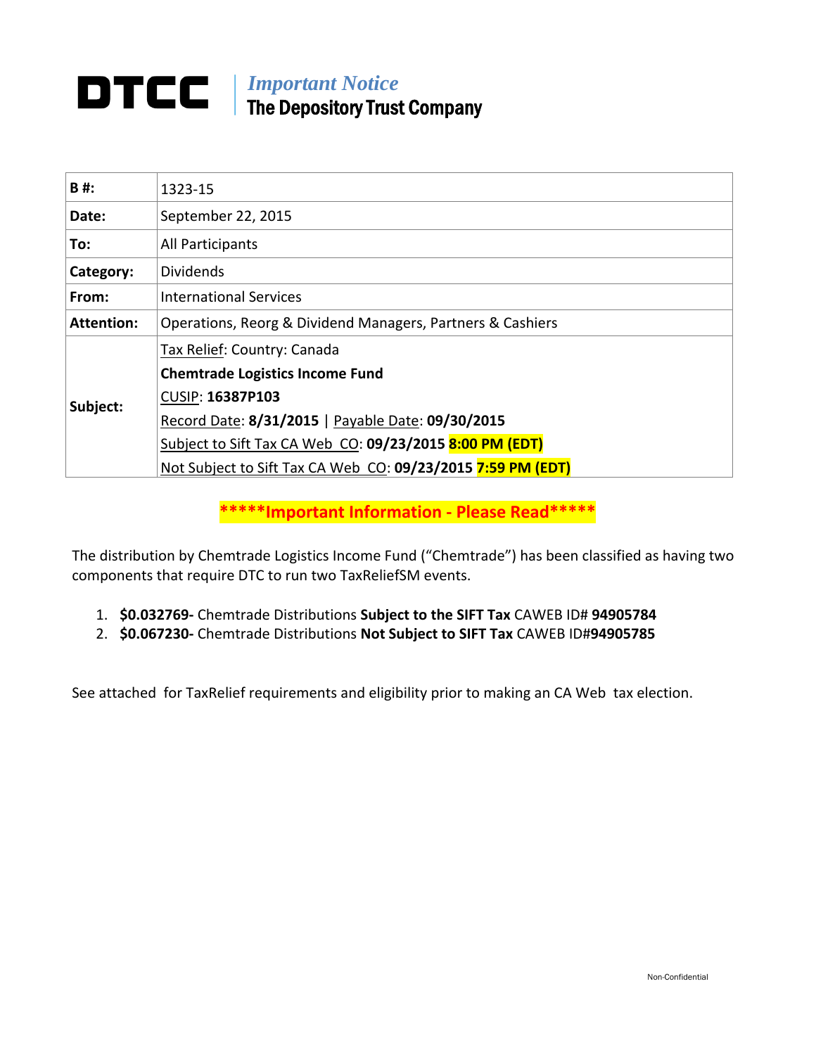# DTCC

*Important Notice*
**The Depository Trust Company**

| | |
|---|---|
| **B #:** | 1323-15 |
| **Date:** | September 22, 2015 |
| **To:** | All Participants |
| **Category:** | Dividends |
| **From:** | International Services |
| **Attention:** | Operations, Reorg & Dividend Managers, Partners & Cashiers |
| **Subject:** | Tax Relief: Country: Canada<br>**Chemtrade Logistics Income Fund**<br>CUSIP: **16387P103**<br>Record Date: **8/31/2015** \| Payable Date: **09/30/2015**<br>Subject to Sift Tax CA Web CO: **09/23/2015 8:00 PM (EDT)**<br>Not Subject to Sift Tax CA Web CO: **09/23/2015 7:59 PM (EDT)** |

**\*\*\*\*\*Important Information - Please Read\*\*\*\*\***

The distribution by Chemtrade Logistics Income Fund ("Chemtrade") has been classified as having two components that require DTC to run two TaxReliefSM events.

1. **$0.032769-** Chemtrade Distributions **Subject to the SIFT Tax** CAWEB ID# **94905784**
2. **$0.067230-** Chemtrade Distributions **Not Subject to SIFT Tax** CAWEB ID#**94905785**

See attached for TaxRelief requirements and eligibility prior to making an CA Web tax election.

Non-Confidential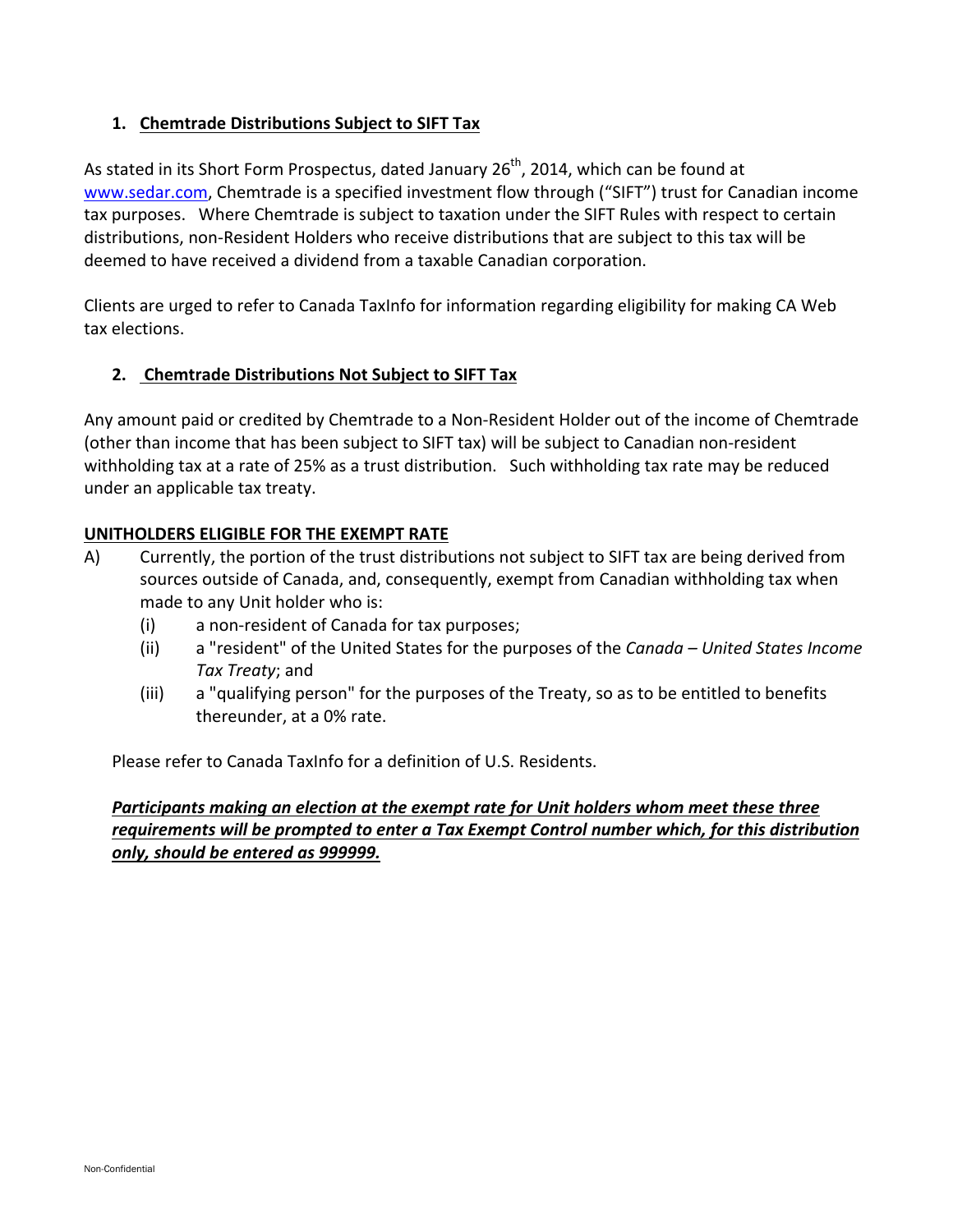### 1. Chemtrade Distributions Subject to SIFT Tax

As stated in its Short Form Prospectus, dated January 26th, 2014, which can be found at www.sedar.com, Chemtrade is a specified investment flow through ("SIFT") trust for Canadian income tax purposes. Where Chemtrade is subject to taxation under the SIFT Rules with respect to certain distributions, non-Resident Holders who receive distributions that are subject to this tax will be deemed to have received a dividend from a taxable Canadian corporation.

Clients are urged to refer to Canada TaxInfo for information regarding eligibility for making CA Web tax elections.

### 2. Chemtrade Distributions Not Subject to SIFT Tax

Any amount paid or credited by Chemtrade to a Non-Resident Holder out of the income of Chemtrade (other than income that has been subject to SIFT tax) will be subject to Canadian non-resident withholding tax at a rate of 25% as a trust distribution. Such withholding tax rate may be reduced under an applicable tax treaty.

**UNITHOLDERS ELIGIBLE FOR THE EXEMPT RATE**

A) Currently, the portion of the trust distributions not subject to SIFT tax are being derived from sources outside of Canada, and, consequently, exempt from Canadian withholding tax when made to any Unit holder who is:

(i) a non-resident of Canada for tax purposes;

(ii) a "resident" of the United States for the purposes of the *Canada – United States Income Tax Treaty*; and

(iii) a "qualifying person" for the purposes of the Treaty, so as to be entitled to benefits thereunder, at a 0% rate.

Please refer to Canada TaxInfo for a definition of U.S. Residents.

***Participants making an election at the exempt rate for Unit holders whom meet these three requirements will be prompted to enter a Tax Exempt Control number which, for this distribution only, should be entered as 999999.***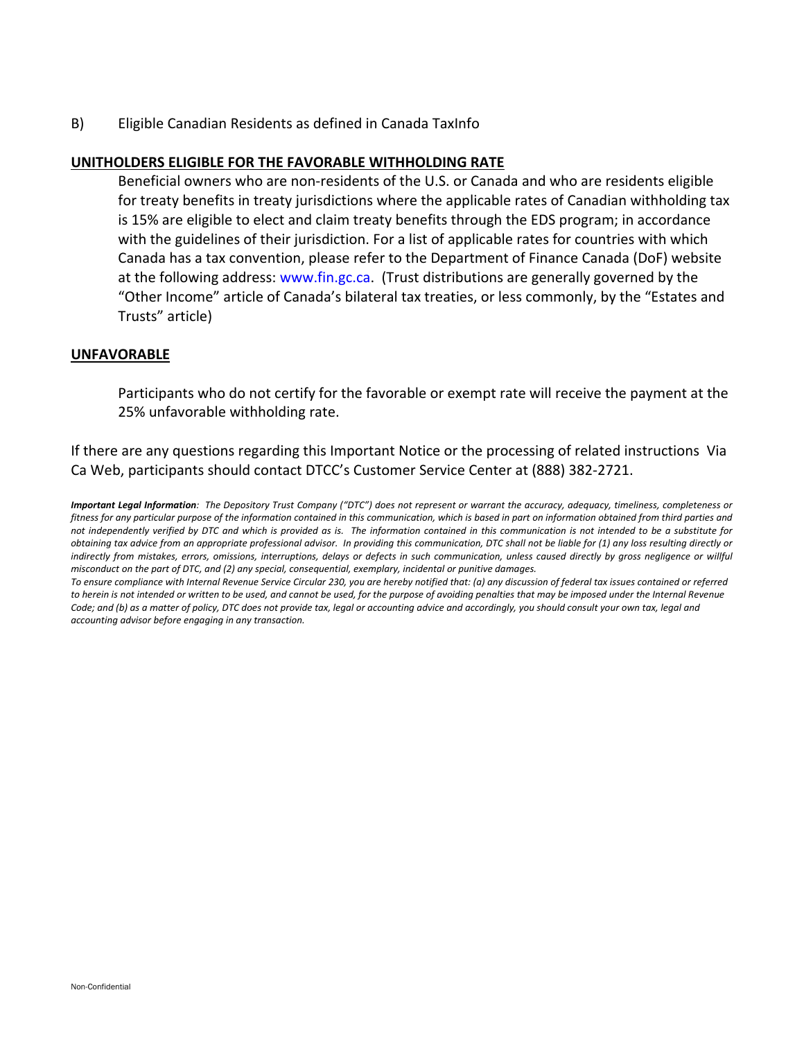B) Eligible Canadian Residents as defined in Canada TaxInfo

**UNITHOLDERS ELIGIBLE FOR THE FAVORABLE WITHHOLDING RATE**

Beneficial owners who are non-residents of the U.S. or Canada and who are residents eligible for treaty benefits in treaty jurisdictions where the applicable rates of Canadian withholding tax is 15% are eligible to elect and claim treaty benefits through the EDS program; in accordance with the guidelines of their jurisdiction. For a list of applicable rates for countries with which Canada has a tax convention, please refer to the Department of Finance Canada (DoF) website at the following address: www.fin.gc.ca. (Trust distributions are generally governed by the "Other Income" article of Canada's bilateral tax treaties, or less commonly, by the "Estates and Trusts" article)

**UNFAVORABLE**

Participants who do not certify for the favorable or exempt rate will receive the payment at the 25% unfavorable withholding rate.

If there are any questions regarding this Important Notice or the processing of related instructions Via Ca Web, participants should contact DTCC's Customer Service Center at (888) 382-2721.

***Important Legal Information**: The Depository Trust Company ("DTC") does not represent or warrant the accuracy, adequacy, timeliness, completeness or fitness for any particular purpose of the information contained in this communication, which is based in part on information obtained from third parties and not independently verified by DTC and which is provided as is. The information contained in this communication is not intended to be a substitute for obtaining tax advice from an appropriate professional advisor. In providing this communication, DTC shall not be liable for (1) any loss resulting directly or indirectly from mistakes, errors, omissions, interruptions, delays or defects in such communication, unless caused directly by gross negligence or willful misconduct on the part of DTC, and (2) any special, consequential, exemplary, incidental or punitive damages.*

*To ensure compliance with Internal Revenue Service Circular 230, you are hereby notified that: (a) any discussion of federal tax issues contained or referred to herein is not intended or written to be used, and cannot be used, for the purpose of avoiding penalties that may be imposed under the Internal Revenue Code; and (b) as a matter of policy, DTC does not provide tax, legal or accounting advice and accordingly, you should consult your own tax, legal and accounting advisor before engaging in any transaction.*

Non-Confidential